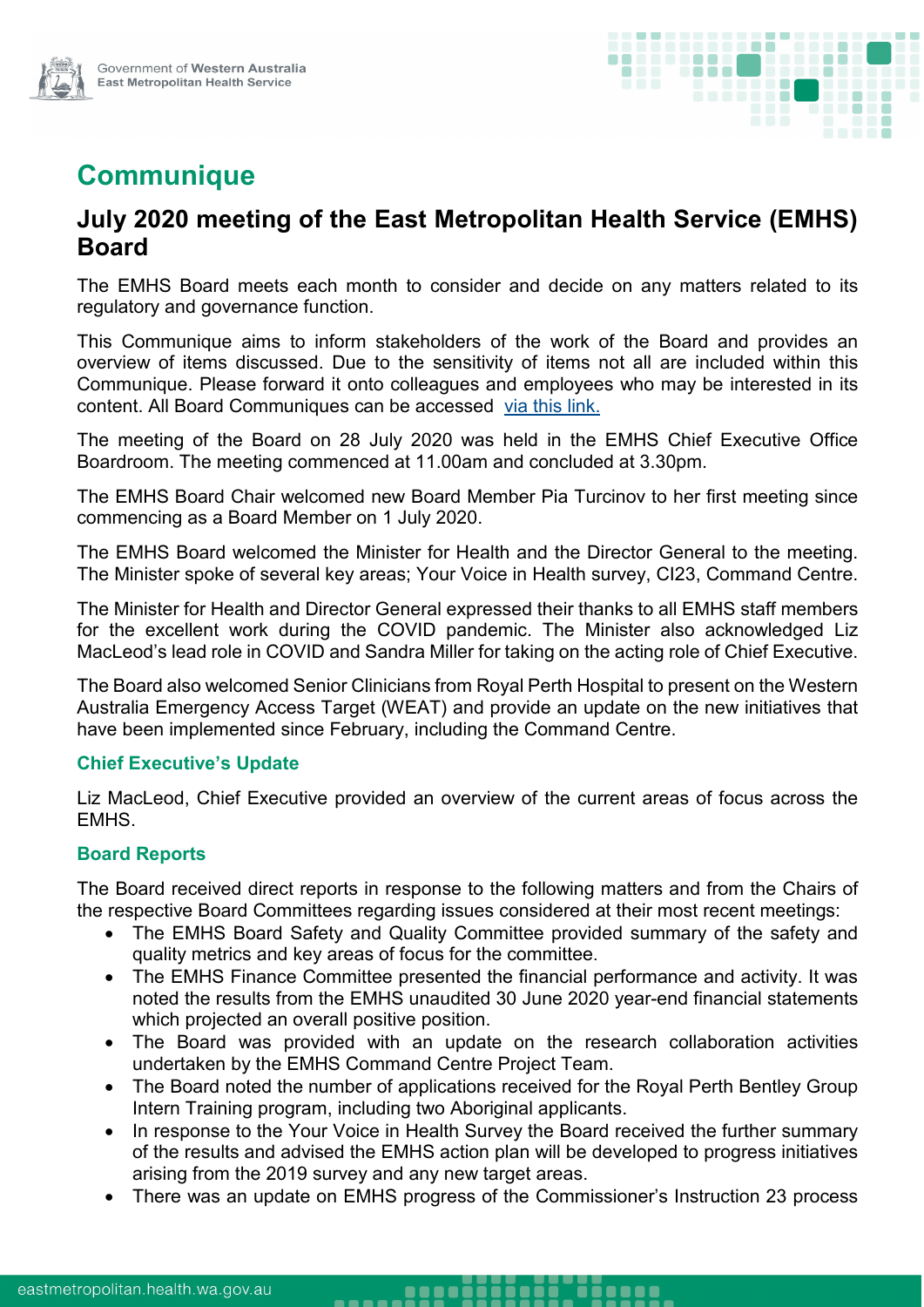# Communique

## July 2020 meeting of the East Metropolitan Health Service (EMHS) Board

The EMHS Board meets each month to consider and decide on any matters related to its regulatory and governance function.

This Communique aims to inform stakeholders of the work of the Board and provides an overview of items discussed. Due to the sensitivity of items not all are included within this Communique. Please forward it onto colleagues and employees who may be interested in its content. All Board Communiques can be accessed [via this link.]

The meeting of the Board on 28 July 2020 was held in the EMHS Chief Executive Office Boardroom. The meeting commenced at 11.00am and concluded at 3.30pm.

The EMHS Board Chair welcomed new Board Member Pia Turcinov to her first meeting since commencing as a Board Member on 1 July 2020.

The EMHS Board welcomed the Minister for Health and the Director General to the meeting. The Minister spoke of several key areas; Your Voice in Health survey, CI23, Command Centre.

The Minister for Health and Director General expressed their thanks to all EMHS staff members for the excellent work during the COVID pandemic. The Minister also acknowledged Liz MacLeod's lead role in COVID and Sandra Miller for taking on the acting role of Chief Executive.

The Board also welcomed Senior Clinicians from Royal Perth Hospital to present on the Western Australia Emergency Access Target (WEAT) and provide an update on the new initiatives that have been implemented since February, including the Command Centre.

### Chief Executive's Update

Liz MacLeod, Chief Executive provided an overview of the current areas of focus across the EMHS.

### Board Reports

The Board received direct reports in response to the following matters and from the Chairs of the respective Board Committees regarding issues considered at their most recent meetings:

- The EMHS Board Safety and Quality Committee provided summary of the safety and quality metrics and key areas of focus for the committee.
- The EMHS Finance Committee presented the financial performance and activity. It was noted the results from the EMHS unaudited 30 June 2020 year-end financial statements which projected an overall positive position.
- The Board was provided with an update on the research collaboration activities undertaken by the EMHS Command Centre Project Team.
- The Board noted the number of applications received for the Royal Perth Bentley Group Intern Training program, including two Aboriginal applicants.
- In response to the Your Voice in Health Survey the Board received the further summary of the results and advised the EMHS action plan will be developed to progress initiatives arising from the 2019 survey and any new target areas.
- There was an update on EMHS progress of the Commissioner's Instruction 23 process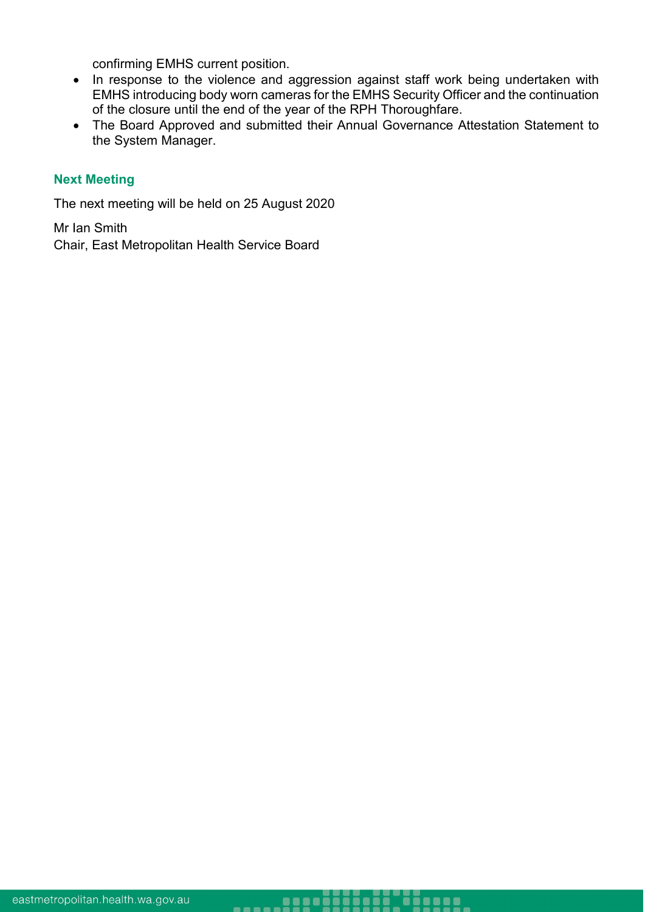confirming EMHS current position.

- In response to the violence and aggression against staff work being undertaken with EMHS introducing body worn cameras for the EMHS Security Officer and the continuation of the closure until the end of the year of the RPH Thoroughfare.
- The Board Approved and submitted their Annual Governance Attestation Statement to the System Manager.

## Next Meeting

The next meeting will be held on 25 August 2020

Mr Ian Smith
Chair, East Metropolitan Health Service Board